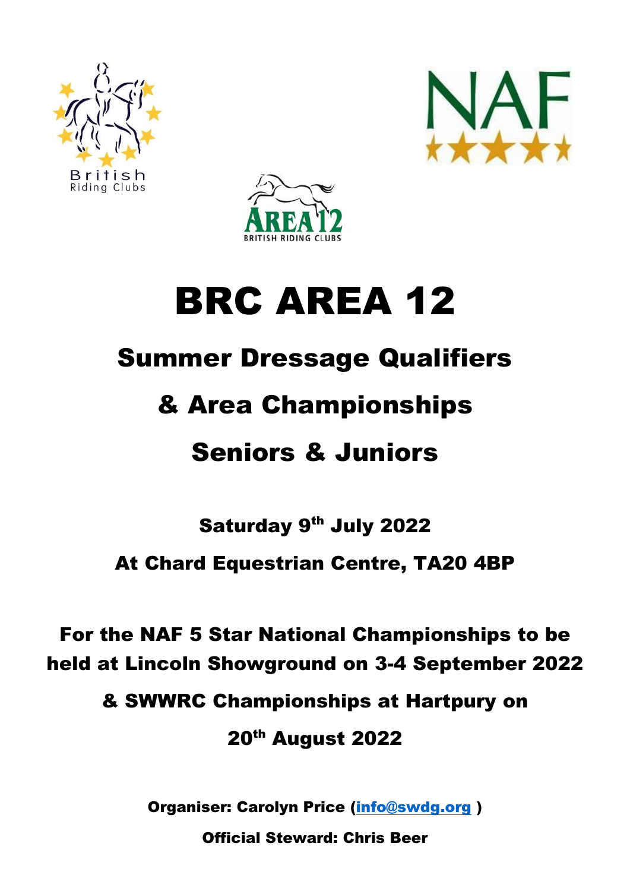# BRC AREA 12

## Summer Dressage Qualifiers

## & Area Championships

## Seniors & Juniors

**Saturday 9th July 2022**

**At Chard Equestrian Centre, TA20 4BP**

**For the NAF 5 Star National Championships to be held at Lincoln Showground on 3-4 September 2022**

**& SWWRC Championships at Hartpury on 20th August 2022**

**Organiser: Carolyn Price (info@swdg.org )**

**Official Steward: Chris Beer**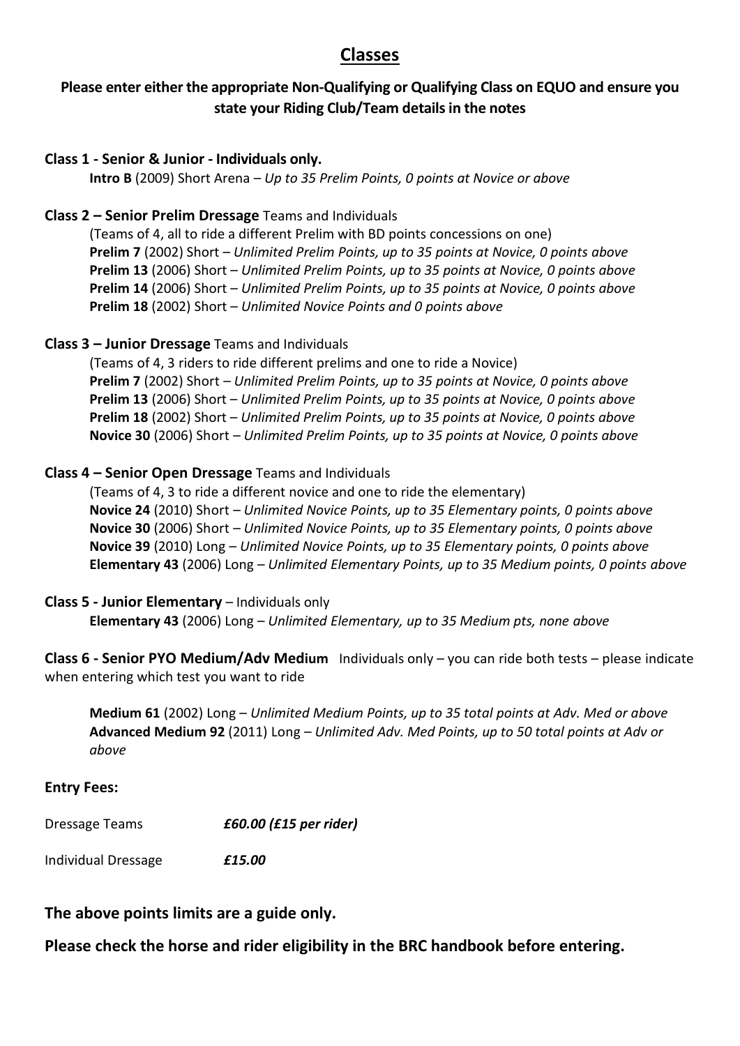# Classes

**Please enter either the appropriate Non-Qualifying or Qualifying Class on EQUO and ensure you state your Riding Club/Team details in the notes**

**Class 1 - Senior & Junior - Individuals only.**

**Intro B** (2009) Short Arena – *Up to 35 Prelim Points, 0 points at Novice or above*

**Class 2 – Senior Prelim Dressage** Teams and Individuals

(Teams of 4, all to ride a different Prelim with BD points concessions on one)

**Prelim 7** (2002) Short – *Unlimited Prelim Points, up to 35 points at Novice, 0 points above*
**Prelim 13** (2006) Short – *Unlimited Prelim Points, up to 35 points at Novice, 0 points above*
**Prelim 14** (2006) Short – *Unlimited Prelim Points, up to 35 points at Novice, 0 points above*
**Prelim 18** (2002) Short – *Unlimited Novice Points and 0 points above*

**Class 3 – Junior Dressage** Teams and Individuals

(Teams of 4, 3 riders to ride different prelims and one to ride a Novice)

**Prelim 7** (2002) Short – *Unlimited Prelim Points, up to 35 points at Novice, 0 points above*
**Prelim 13** (2006) Short – *Unlimited Prelim Points, up to 35 points at Novice, 0 points above*
**Prelim 18** (2002) Short – *Unlimited Prelim Points, up to 35 points at Novice, 0 points above*
**Novice 30** (2006) Short – *Unlimited Prelim Points, up to 35 points at Novice, 0 points above*

**Class 4 – Senior Open Dressage** Teams and Individuals

(Teams of 4, 3 to ride a different novice and one to ride the elementary)

**Novice 24** (2010) Short – *Unlimited Novice Points, up to 35 Elementary points, 0 points above*
**Novice 30** (2006) Short – *Unlimited Novice Points, up to 35 Elementary points, 0 points above*
**Novice 39** (2010) Long – *Unlimited Novice Points, up to 35 Elementary points, 0 points above*
**Elementary 43** (2006) Long – *Unlimited Elementary Points, up to 35 Medium points, 0 points above*

**Class 5 - Junior Elementary** – Individuals only

**Elementary 43** (2006) Long – *Unlimited Elementary, up to 35 Medium pts, none above*

**Class 6 - Senior PYO Medium/Adv Medium** Individuals only – you can ride both tests – please indicate when entering which test you want to ride

**Medium 61** (2002) Long – *Unlimited Medium Points, up to 35 total points at Adv. Med or above*
**Advanced Medium 92** (2011) Long – *Unlimited Adv. Med Points, up to 50 total points at Adv or above*

**Entry Fees:**

Dressage Teams ***£60.00 (£15 per rider)***

Individual Dressage ***£15.00***

**The above points limits are a guide only.**

**Please check the horse and rider eligibility in the BRC handbook before entering.**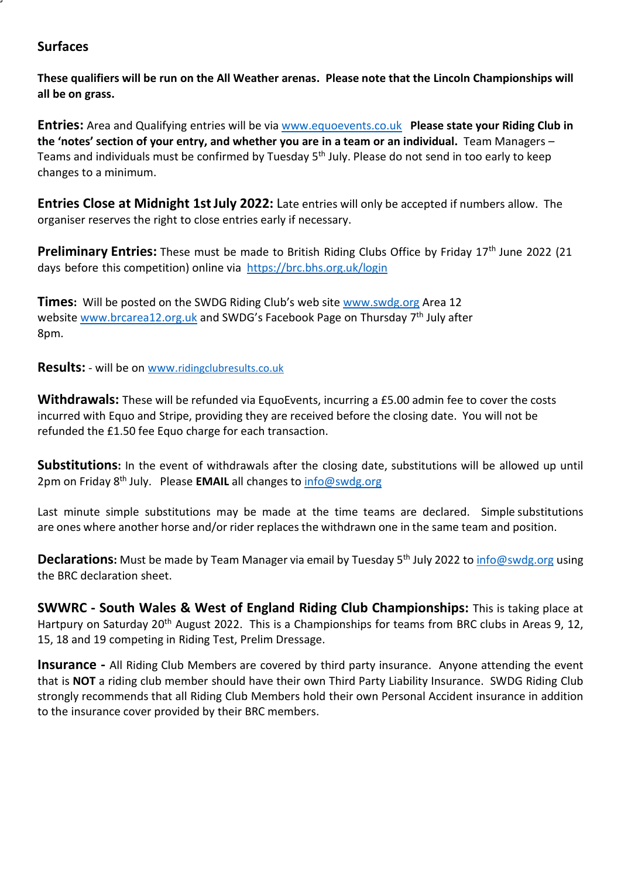## Surfaces

**These qualifiers will be run on the All Weather arenas. Please note that the Lincoln Championships will all be on grass.**

**Entries:** Area and Qualifying entries will be via www.equoevents.co.uk **Please state your Riding Club in the 'notes' section of your entry, and whether you are in a team or an individual.** Team Managers – Teams and individuals must be confirmed by Tuesday 5th July. Please do not send in too early to keep changes to a minimum.

**Entries Close at Midnight 1st July 2022:** Late entries will only be accepted if numbers allow. The organiser reserves the right to close entries early if necessary.

**Preliminary Entries:** These must be made to British Riding Clubs Office by Friday 17th June 2022 (21 days before this competition) online via https://brc.bhs.org.uk/login

**Times:** Will be posted on the SWDG Riding Club's web site www.swdg.org Area 12 website www.brcarea12.org.uk and SWDG's Facebook Page on Thursday 7th July after 8pm.

**Results:** - will be on www.ridingclubresults.co.uk

**Withdrawals:** These will be refunded via EquoEvents, incurring a £5.00 admin fee to cover the costs incurred with Equo and Stripe, providing they are received before the closing date. You will not be refunded the £1.50 fee Equo charge for each transaction.

**Substitutions:** In the event of withdrawals after the closing date, substitutions will be allowed up until 2pm on Friday 8th July. Please **EMAIL** all changes to info@swdg.org

Last minute simple substitutions may be made at the time teams are declared. Simple substitutions are ones where another horse and/or rider replaces the withdrawn one in the same team and position.

**Declarations:** Must be made by Team Manager via email by Tuesday 5th July 2022 to info@swdg.org using the BRC declaration sheet.

**SWWRC - South Wales & West of England Riding Club Championships:** This is taking place at Hartpury on Saturday 20th August 2022. This is a Championships for teams from BRC clubs in Areas 9, 12, 15, 18 and 19 competing in Riding Test, Prelim Dressage.

**Insurance -** All Riding Club Members are covered by third party insurance. Anyone attending the event that is **NOT** a riding club member should have their own Third Party Liability Insurance. SWDG Riding Club strongly recommends that all Riding Club Members hold their own Personal Accident insurance in addition to the insurance cover provided by their BRC members.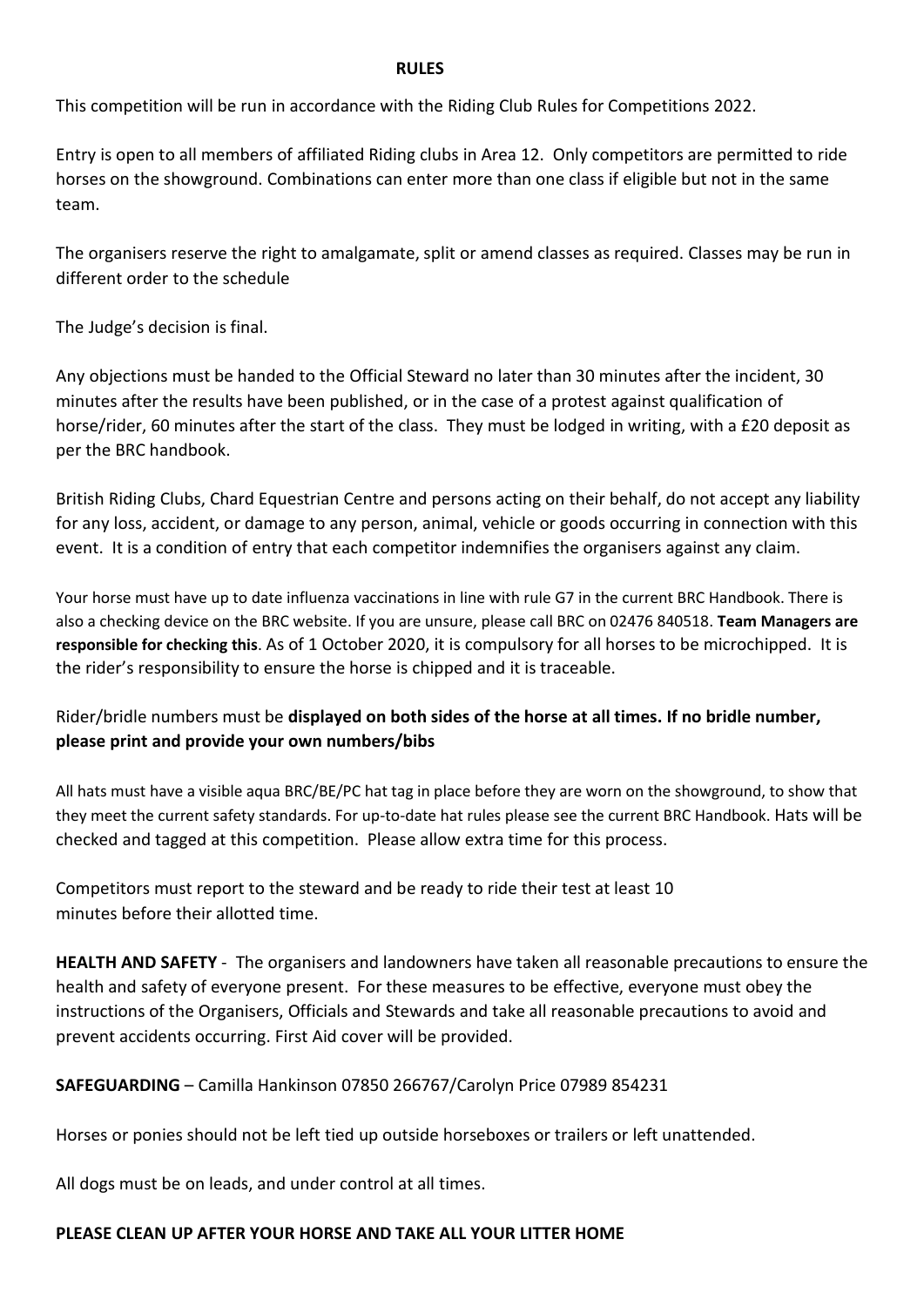## RULES

This competition will be run in accordance with the Riding Club Rules for Competitions 2022.

Entry is open to all members of affiliated Riding clubs in Area 12. Only competitors are permitted to ride horses on the showground. Combinations can enter more than one class if eligible but not in the same team.

The organisers reserve the right to amalgamate, split or amend classes as required. Classes may be run in different order to the schedule

The Judge's decision is final.

Any objections must be handed to the Official Steward no later than 30 minutes after the incident, 30 minutes after the results have been published, or in the case of a protest against qualification of horse/rider, 60 minutes after the start of the class. They must be lodged in writing, with a £20 deposit as per the BRC handbook.

British Riding Clubs, Chard Equestrian Centre and persons acting on their behalf, do not accept any liability for any loss, accident, or damage to any person, animal, vehicle or goods occurring in connection with this event. It is a condition of entry that each competitor indemnifies the organisers against any claim.

Your horse must have up to date influenza vaccinations in line with rule G7 in the current BRC Handbook. There is also a checking device on the BRC website. If you are unsure, please call BRC on 02476 840518. **Team Managers are responsible for checking this**. As of 1 October 2020, it is compulsory for all horses to be microchipped. It is the rider's responsibility to ensure the horse is chipped and it is traceable.

Rider/bridle numbers must be **displayed on both sides of the horse at all times. If no bridle number, please print and provide your own numbers/bibs**

All hats must have a visible aqua BRC/BE/PC hat tag in place before they are worn on the showground, to show that they meet the current safety standards. For up-to-date hat rules please see the current BRC Handbook. Hats will be checked and tagged at this competition. Please allow extra time for this process.

Competitors must report to the steward and be ready to ride their test at least 10 minutes before their allotted time.

**HEALTH AND SAFETY** - The organisers and landowners have taken all reasonable precautions to ensure the health and safety of everyone present. For these measures to be effective, everyone must obey the instructions of the Organisers, Officials and Stewards and take all reasonable precautions to avoid and prevent accidents occurring. First Aid cover will be provided.

**SAFEGUARDING** – Camilla Hankinson 07850 266767/Carolyn Price 07989 854231

Horses or ponies should not be left tied up outside horseboxes or trailers or left unattended.

All dogs must be on leads, and under control at all times.

**PLEASE CLEAN UP AFTER YOUR HORSE AND TAKE ALL YOUR LITTER HOME**